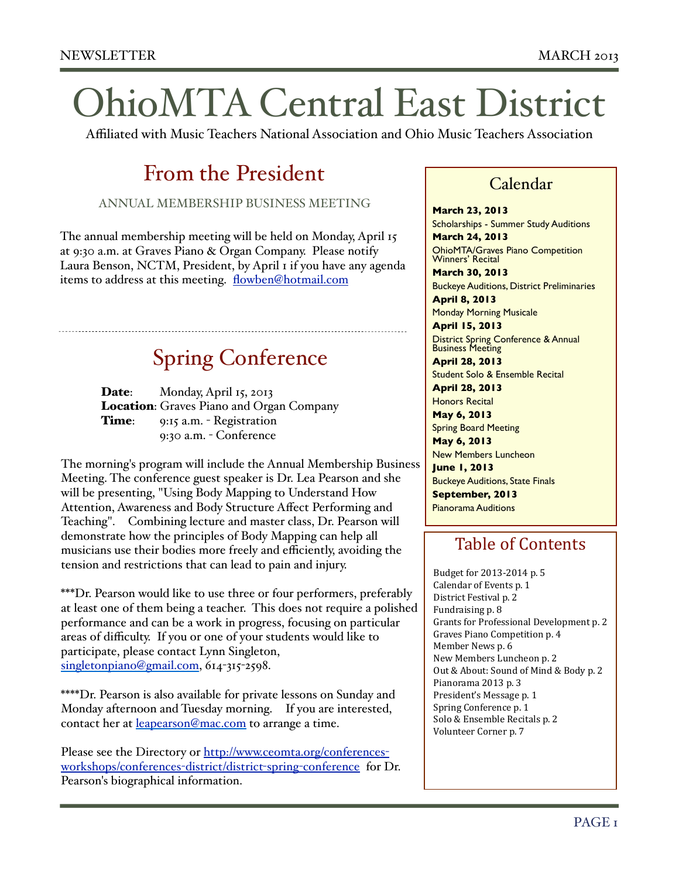NEWSLETTER MARCH 2013

# OhioMTA Central East District

Affiliated with Music Teachers National Association and Ohio Music Teachers Association

## From the President

### ANNUAL MEMBERSHIP BUSINESS MEETING

The annual membership meeting will be held on Monday, April 15 at 9:30 a.m. at Graves Piano & Organ Company. Please notify Laura Benson, NCTM, President, by April 1 if you have any agenda items to address at this meeting. flowben@hotmail.com

## Spring Conference

**Date**: Monday, April 15, 2013
**Location**: Graves Piano and Organ Company
**Time**: 9:15 a.m. - Registration
9:30 a.m. - Conference

The morning's program will include the Annual Membership Business Meeting. The conference guest speaker is Dr. Lea Pearson and she will be presenting, "Using Body Mapping to Understand How Attention, Awareness and Body Structure Affect Performing and Teaching". Combining lecture and master class, Dr. Pearson will demonstrate how the principles of Body Mapping can help all musicians use their bodies more freely and efficiently, avoiding the tension and restrictions that can lead to pain and injury.

***Dr. Pearson would like to use three or four performers, preferably at least one of them being a teacher. This does not require a polished performance and can be a work in progress, focusing on particular areas of difficulty. If you or one of your students would like to participate, please contact Lynn Singleton, singletonpiano@gmail.com, 614-315-2598.

****Dr. Pearson is also available for private lessons on Sunday and Monday afternoon and Tuesday morning. If you are interested, contact her at leapearson@mac.com to arrange a time.

Please see the Directory or http://www.ceomta.org/conferences-workshops/conferences-district/district-spring-conference for Dr. Pearson's biographical information.

## Calendar

**March 23, 2013**
Scholarships - Summer Study Auditions
**March 24, 2013**
OhioMTA/Graves Piano Competition Winners' Recital
**March 30, 2013**
Buckeye Auditions, District Preliminaries
**April 8, 2013**
Monday Morning Musicale
**April 15, 2013**
District Spring Conference & Annual Business Meeting
**April 28, 2013**
Student Solo & Ensemble Recital
**April 28, 2013**
Honors Recital
**May 6, 2013**
Spring Board Meeting
**May 6, 2013**
New Members Luncheon
**June 1, 2013**
Buckeye Auditions, State Finals
**September, 2013**
Pianorama Auditions

## Table of Contents

Budget for 2013-2014 p. 5
Calendar of Events p. 1
District Festival p. 2
Fundraising p. 8
Grants for Professional Development p. 2
Graves Piano Competition p. 4
Member News p. 6
New Members Luncheon p. 2
Out & About: Sound of Mind & Body p. 2
Pianorama 2013 p. 3
President's Message p. 1
Spring Conference p. 1
Solo & Ensemble Recitals p. 2
Volunteer Corner p. 7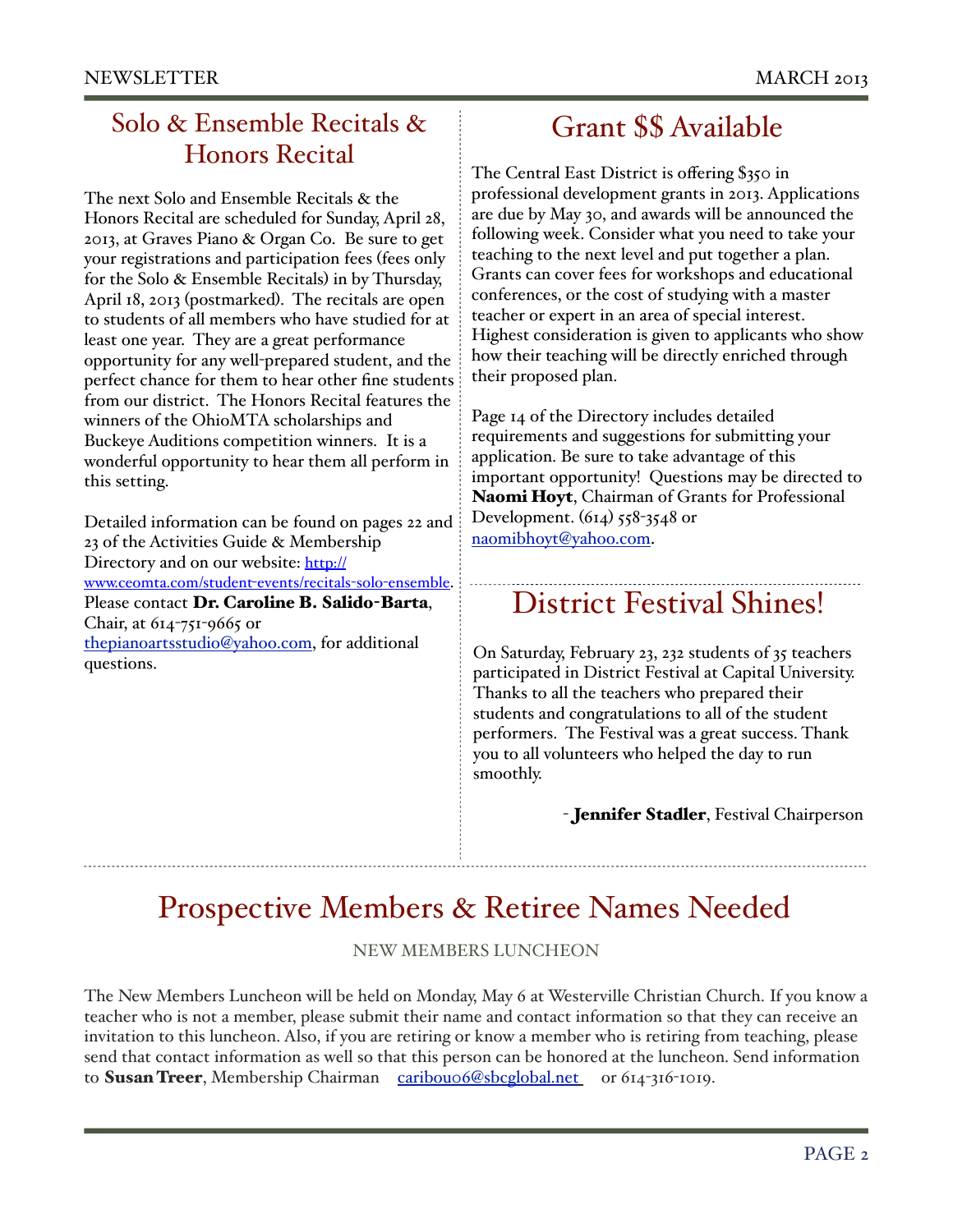## Solo & Ensemble Recitals & Honors Recital

The next Solo and Ensemble Recitals & the Honors Recital are scheduled for Sunday, April 28, 2013, at Graves Piano & Organ Co. Be sure to get your registrations and participation fees (fees only for the Solo & Ensemble Recitals) in by Thursday, April 18, 2013 (postmarked). The recitals are open to students of all members who have studied for at least one year. They are a great performance opportunity for any well-prepared student, and the perfect chance for them to hear other fine students from our district. The Honors Recital features the winners of the OhioMTA scholarships and Buckeye Auditions competition winners. It is a wonderful opportunity to hear them all perform in this setting.

Detailed information can be found on pages 22 and 23 of the Activities Guide & Membership Directory and on our website: http://www.ceomta.com/student-events/recitals-solo-ensemble. Please contact **Dr. Caroline B. Salido-Barta**, Chair, at 614-751-9665 or thepianoartsstudio@yahoo.com, for additional questions.

## Grant $$ Available

The Central East District is offering $350 in professional development grants in 2013. Applications are due by May 30, and awards will be announced the following week. Consider what you need to take your teaching to the next level and put together a plan. Grants can cover fees for workshops and educational conferences, or the cost of studying with a master teacher or expert in an area of special interest. Highest consideration is given to applicants who show how their teaching will be directly enriched through their proposed plan.

Page 14 of the Directory includes detailed requirements and suggestions for submitting your application. Be sure to take advantage of this important opportunity! Questions may be directed to **Naomi Hoyt**, Chairman of Grants for Professional Development. (614) 558-3548 or naomibhoyt@yahoo.com.

## District Festival Shines!

On Saturday, February 23, 232 students of 35 teachers participated in District Festival at Capital University. Thanks to all the teachers who prepared their students and congratulations to all of the student performers. The Festival was a great success. Thank you to all volunteers who helped the day to run smoothly.

- **Jennifer Stadler**, Festival Chairperson

## Prospective Members & Retiree Names Needed

NEW MEMBERS LUNCHEON

The New Members Luncheon will be held on Monday, May 6 at Westerville Christian Church. If you know a teacher who is not a member, please submit their name and contact information so that they can receive an invitation to this luncheon. Also, if you are retiring or know a member who is retiring from teaching, please send that contact information as well so that this person can be honored at the luncheon. Send information to **Susan Treer**, Membership Chairman caribou06@sbcglobal.net or 614-316-1019.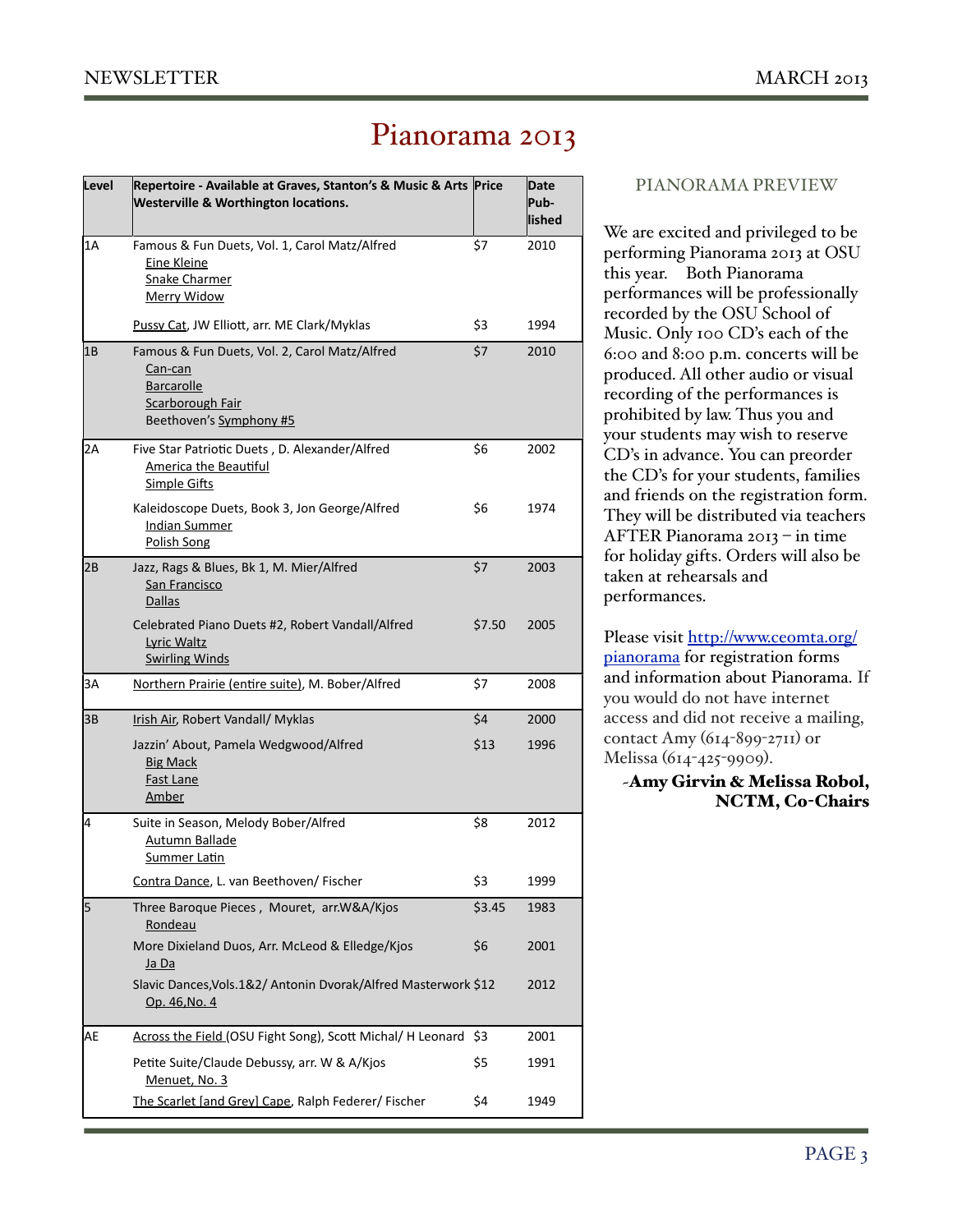# Pianorama 2013

| Level | Repertoire - Available at Graves, Stanton's & Music & Arts Westerville & Worthington locations. | Price | Date Pub-lished |
|---|---|---|---|
| 1A | Famous & Fun Duets, Vol. 1, Carol Matz/Alfred<br>Eine Kleine<br>Snake Charmer<br>Merry Widow | $7 | 2010 |
| | Pussy Cat, JW Elliott, arr. ME Clark/Myklas | $3 | 1994 |
| 1B | Famous & Fun Duets, Vol. 2, Carol Matz/Alfred<br>Can-can<br>Barcarolle<br>Scarborough Fair<br>Beethoven's Symphony #5 | $7 | 2010 |
| 2A | Five Star Patriotic Duets , D. Alexander/Alfred<br>America the Beautiful<br>Simple Gifts | $6 | 2002 |
| | Kaleidoscope Duets, Book 3, Jon George/Alfred<br>Indian Summer<br>Polish Song | $6 | 1974 |
| 2B | Jazz, Rags & Blues, Bk 1, M. Mier/Alfred<br>San Francisco<br>Dallas | $7 | 2003 |
| | Celebrated Piano Duets #2, Robert Vandall/Alfred<br>Lyric Waltz<br>Swirling Winds | $7.50 | 2005 |
| 3A | Northern Prairie (entire suite), M. Bober/Alfred | $7 | 2008 |
| 3B | Irish Air, Robert Vandall/ Myklas | $4 | 2000 |
| | Jazzin' About, Pamela Wedgwood/Alfred<br>Big Mack<br>Fast Lane<br>Amber | $13 | 1996 |
| 4 | Suite in Season, Melody Bober/Alfred<br>Autumn Ballade<br>Summer Latin | $8 | 2012 |
| | Contra Dance, L. van Beethoven/ Fischer | $3 | 1999 |
| 5 | Three Baroque Pieces , Mouret, arr.W&A/Kjos<br>Rondeau | $3.45 | 1983 |
| | More Dixieland Duos, Arr. McLeod & Elledge/Kjos<br>Ja Da | $6 | 2001 |
| | Slavic Dances,Vols.1&2/ Antonin Dvorak/Alfred Masterwork<br>Op. 46,No. 4 | $12 | 2012 |
| AE | Across the Field (OSU Fight Song), Scott Michal/ H Leonard | $3 | 2001 |
| | Petite Suite/Claude Debussy, arr. W & A/Kjos<br>Menuet, No. 3 | $5 | 1991 |
| | The Scarlet [and Grey] Cape, Ralph Federer/ Fischer | $4 | 1949 |

## PIANORAMA PREVIEW

We are excited and privileged to be performing Pianorama 2013 at OSU this year. Both Pianorama performances will be professionally recorded by the OSU School of Music. Only 100 CD's each of the 6:00 and 8:00 p.m. concerts will be produced. All other audio or visual recording of the performances is prohibited by law. Thus you and your students may wish to reserve CD's in advance. You can preorder the CD's for your students, families and friends on the registration form. They will be distributed via teachers AFTER Pianorama 2013 – in time for holiday gifts. Orders will also be taken at rehearsals and performances.

Please visit http://www.ceomta.org/pianorama for registration forms and information about Pianorama. If you would do not have internet access and did not receive a mailing, contact Amy (614-899-2711) or Melissa (614-425-9909).

**-Amy Girvin & Melissa Robol, NCTM, Co-Chairs**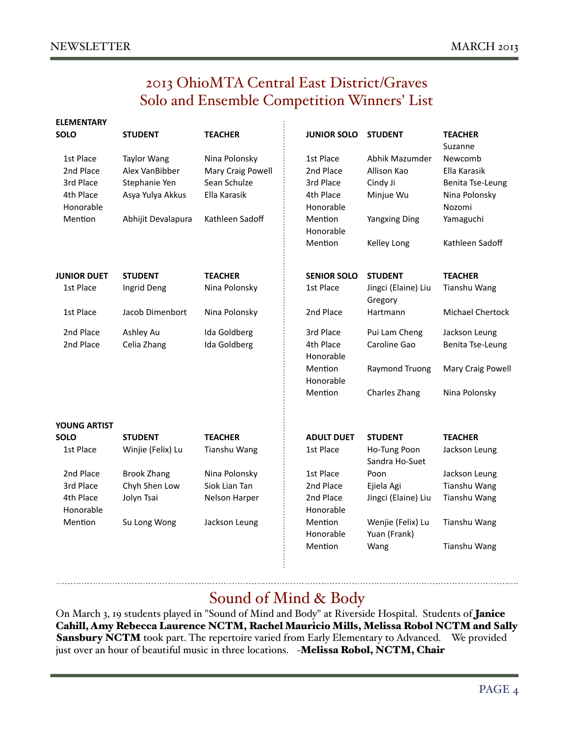# 2013 OhioMTA Central East District/Graves Solo and Ensemble Competition Winners' List

| ELEMENTARY SOLO | STUDENT | TEACHER |
|---|---|---|
| 1st Place | Taylor Wang | Nina Polonsky |
| 2nd Place | Alex VanBibber | Mary Craig Powell |
| 3rd Place | Stephanie Yen | Sean Schulze |
| 4th Place | Asya Yulya Akkus | Ella Karasik |
| Honorable Mention | Abhijit Devalapura | Kathleen Sadoff |

| JUNIOR DUET | STUDENT | TEACHER |
|---|---|---|
| 1st Place | Ingrid Deng | Nina Polonsky |
| 1st Place | Jacob Dimenbort | Nina Polonsky |
| 2nd Place | Ashley Au | Ida Goldberg |
| 2nd Place | Celia Zhang | Ida Goldberg |

| YOUNG ARTIST SOLO | STUDENT | TEACHER |
|---|---|---|
| 1st Place | Winjie (Felix) Lu | Tianshu Wang |
| 2nd Place | Brook Zhang | Nina Polonsky |
| 3rd Place | Chyh Shen Low | Siok Lian Tan |
| 4th Place | Jolyn Tsai | Nelson Harper |
| Honorable Mention | Su Long Wong | Jackson Leung |

| JUNIOR SOLO | STUDENT | TEACHER |
|---|---|---|
| 1st Place | Abhik Mazumder | Suzanne Newcomb |
| 2nd Place | Allison Kao | Ella Karasik |
| 3rd Place | Cindy Ji | Benita Tse-Leung |
| 4th Place | Minjue Wu | Nina Polonsky |
| Honorable Mention | Yangxing Ding | Nozomi Yamaguchi |
| Honorable Mention | Kelley Long | Kathleen Sadoff |

| SENIOR SOLO | STUDENT | TEACHER |
|---|---|---|
| 1st Place | Jingci (Elaine) Liu | Tianshu Wang |
| 2nd Place | Gregory Hartmann | Michael Chertock |
| 3rd Place | Pui Lam Cheng | Jackson Leung |
| 4th Place | Caroline Gao | Benita Tse-Leung |
| Honorable Mention | Raymond Truong | Mary Craig Powell |
| Honorable Mention | Charles Zhang | Nina Polonsky |

| ADULT DUET | STUDENT | TEACHER |
|---|---|---|
| 1st Place | Ho-Tung Poon | Jackson Leung |
| 1st Place | Sandra Ho-Suet Poon | Jackson Leung |
| 2nd Place | Ejiela Agi | Tianshu Wang |
| 2nd Place | Jingci (Elaine) Liu | Tianshu Wang |
| Honorable Mention | Wenjie (Felix) Lu | Tianshu Wang |
| Honorable Mention | Yuan (Frank) Wang | Tianshu Wang |

## Sound of Mind & Body

On March 3, 19 students played in "Sound of Mind and Body" at Riverside Hospital. Students of **Janice Cahill, Amy Rebecca Laurence NCTM, Rachel Mauricio Mills, Melissa Robol NCTM and Sally Sansbury NCTM** took part. The repertoire varied from Early Elementary to Advanced. We provided just over an hour of beautiful music in three locations. -**Melissa Robol, NCTM, Chair**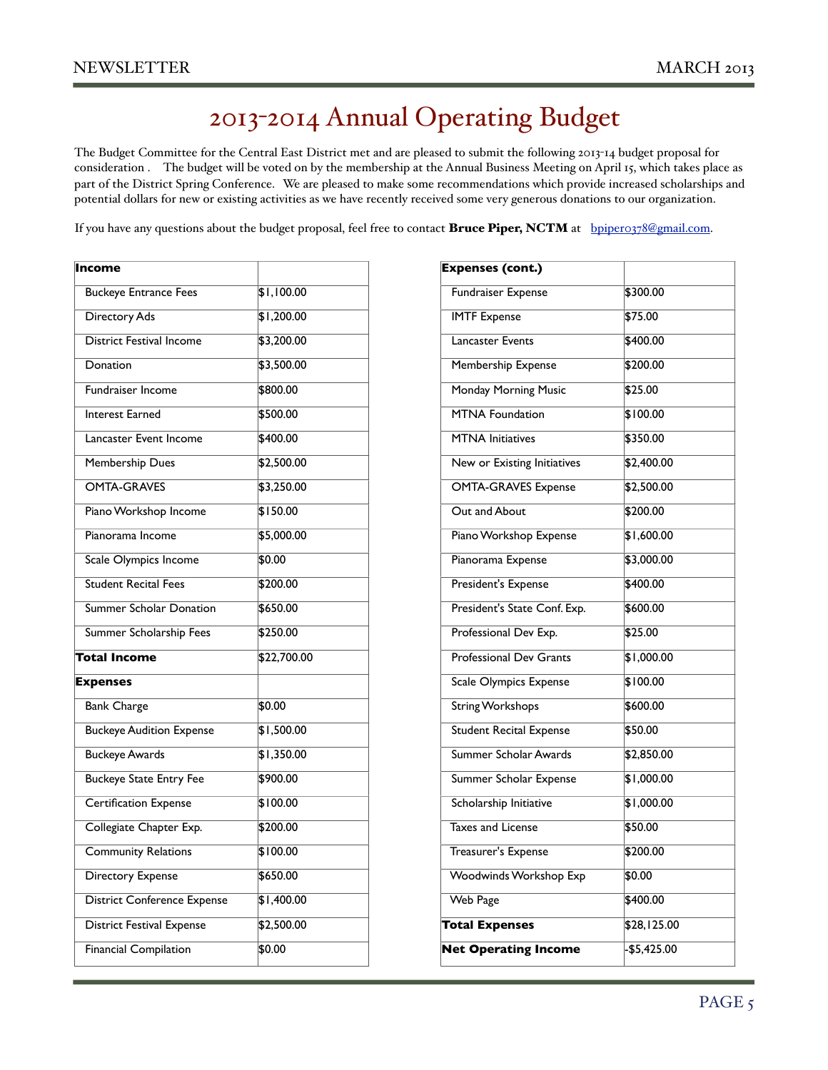# 2013-2014 Annual Operating Budget

The Budget Committee for the Central East District met and are pleased to submit the following 2013-14 budget proposal for consideration . The budget will be voted on by the membership at the Annual Business Meeting on April 15, which takes place as part of the District Spring Conference. We are pleased to make some recommendations which provide increased scholarships and potential dollars for new or existing activities as we have recently received some very generous donations to our organization.

If you have any questions about the budget proposal, feel free to contact **Bruce Piper, NCTM** at bpiper0378@gmail.com.

| **Income** | |
|---|---|
| Buckeye Entrance Fees | $1,100.00 |
| Directory Ads | $1,200.00 |
| District Festival Income | $3,200.00 |
| Donation | $3,500.00 |
| Fundraiser Income | $800.00 |
| Interest Earned | $500.00 |
| Lancaster Event Income | $400.00 |
| Membership Dues | $2,500.00 |
| OMTA-GRAVES | $3,250.00 |
| Piano Workshop Income | $150.00 |
| Pianorama Income | $5,000.00 |
| Scale Olympics Income | $0.00 |
| Student Recital Fees | $200.00 |
| Summer Scholar Donation | $650.00 |
| Summer Scholarship Fees | $250.00 |
| **Total Income** | $22,700.00 |
| **Expenses** | |
| Bank Charge | $0.00 |
| Buckeye Audition Expense | $1,500.00 |
| Buckeye Awards | $1,350.00 |
| Buckeye State Entry Fee | $900.00 |
| Certification Expense | $100.00 |
| Collegiate Chapter Exp. | $200.00 |
| Community Relations | $100.00 |
| Directory Expense | $650.00 |
| District Conference Expense | $1,400.00 |
| District Festival Expense | $2,500.00 |
| Financial Compilation | $0.00 |

| **Expenses (cont.)** | |
|---|---|
| Fundraiser Expense | $300.00 |
| IMTF Expense | $75.00 |
| Lancaster Events | $400.00 |
| Membership Expense | $200.00 |
| Monday Morning Music | $25.00 |
| MTNA Foundation | $100.00 |
| MTNA Initiatives | $350.00 |
| New or Existing Initiatives | $2,400.00 |
| OMTA-GRAVES Expense | $2,500.00 |
| Out and About | $200.00 |
| Piano Workshop Expense | $1,600.00 |
| Pianorama Expense | $3,000.00 |
| President's Expense | $400.00 |
| President's State Conf. Exp. | $600.00 |
| Professional Dev Exp. | $25.00 |
| Professional Dev Grants | $1,000.00 |
| Scale Olympics Expense | $100.00 |
| String Workshops | $600.00 |
| Student Recital Expense | $50.00 |
| Summer Scholar Awards | $2,850.00 |
| Summer Scholar Expense | $1,000.00 |
| Scholarship Initiative | $1,000.00 |
| Taxes and License | $50.00 |
| Treasurer's Expense | $200.00 |
| Woodwinds Workshop Exp | $0.00 |
| Web Page | $400.00 |
| **Total Expenses** | $28,125.00 |
| **Net Operating Income** | -$5,425.00 |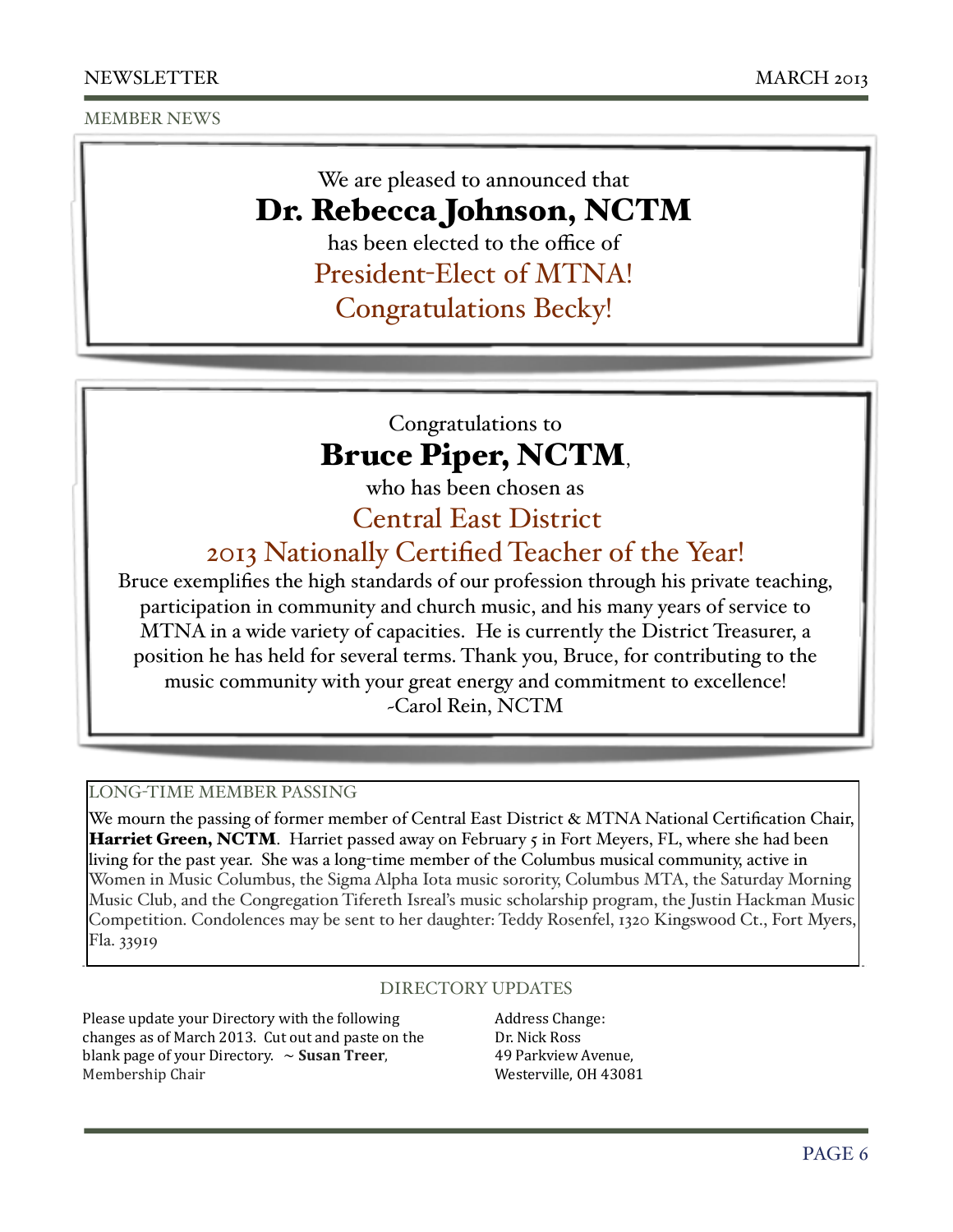## MEMBER NEWS

We are pleased to announced that

**Dr. Rebecca Johnson, NCTM**

has been elected to the office of

**President-Elect of MTNA!**

**Congratulations Becky!**

---

Congratulations to

**Bruce Piper, NCTM**,

who has been chosen as

**Central East District**

**2013 Nationally Certified Teacher of the Year!**

Bruce exemplifies the high standards of our profession through his private teaching, participation in community and church music, and his many years of service to MTNA in a wide variety of capacities. He is currently the District Treasurer, a position he has held for several terms. Thank you, Bruce, for contributing to the music community with your great energy and commitment to excellence!

-Carol Rein, NCTM

---

### LONG-TIME MEMBER PASSING

We mourn the passing of former member of Central East District & MTNA National Certification Chair, **Harriet Green, NCTM**. Harriet passed away on February 5 in Fort Meyers, FL, where she had been living for the past year. She was a long-time member of the Columbus musical community, active in Women in Music Columbus, the Sigma Alpha Iota music sorority, Columbus MTA, the Saturday Morning Music Club, and the Congregation Tifereth Isreal's music scholarship program, the Justin Hackman Music Competition. Condolences may be sent to her daughter: Teddy Rosenfel, 1320 Kingswood Ct., Fort Myers, Fla. 33919

### DIRECTORY UPDATES

Please update your Directory with the following changes as of March 2013. Cut out and paste on the blank page of your Directory. ~ **Susan Treer**, Membership Chair

Address Change:
Dr. Nick Ross
49 Parkview Avenue,
Westerville, OH 43081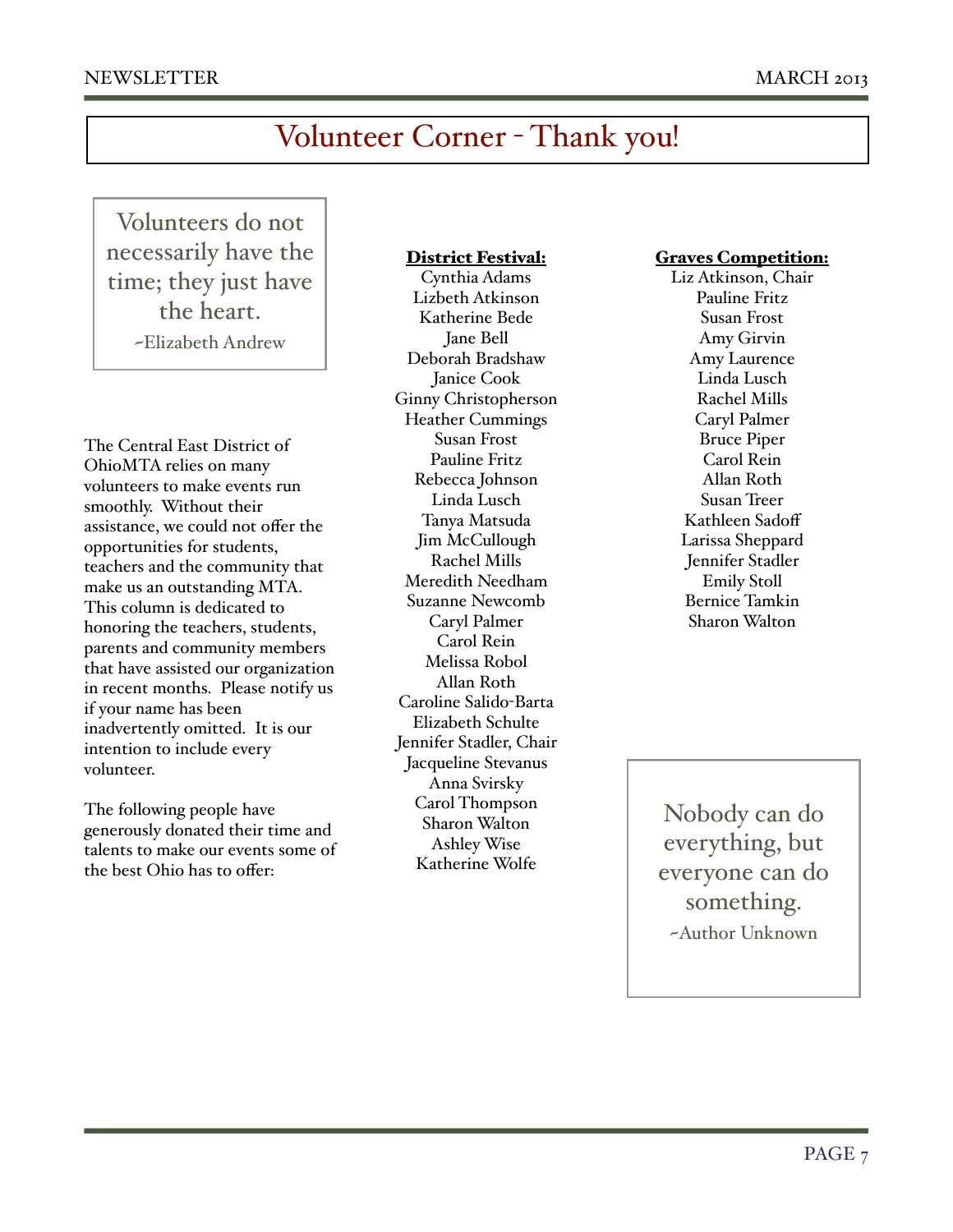# Volunteer Corner - Thank you!

> Volunteers do not necessarily have the time; they just have the heart.
>
> ~Elizabeth Andrew

The Central East District of OhioMTA relies on many volunteers to make events run smoothly. Without their assistance, we could not offer the opportunities for students, teachers and the community that make us an outstanding MTA. This column is dedicated to honoring the teachers, students, parents and community members that have assisted our organization in recent months. Please notify us if your name has been inadvertently omitted. It is our intention to include every volunteer.

The following people have generously donated their time and talents to make our events some of the best Ohio has to offer:

**District Festival:**

Cynthia Adams
Lizbeth Atkinson
Katherine Bede
Jane Bell
Deborah Bradshaw
Janice Cook
Ginny Christopherson
Heather Cummings
Susan Frost
Pauline Fritz
Rebecca Johnson
Linda Lusch
Tanya Matsuda
Jim McCullough
Rachel Mills
Meredith Needham
Suzanne Newcomb
Caryl Palmer
Carol Rein
Melissa Robol
Allan Roth
Caroline Salido-Barta
Elizabeth Schulte
Jennifer Stadler, Chair
Jacqueline Stevanus
Anna Svirsky
Carol Thompson
Sharon Walton
Ashley Wise
Katherine Wolfe

**Graves Competition:**

Liz Atkinson, Chair
Pauline Fritz
Susan Frost
Amy Girvin
Amy Laurence
Linda Lusch
Rachel Mills
Caryl Palmer
Bruce Piper
Carol Rein
Allan Roth
Susan Treer
Kathleen Sadoff
Larissa Sheppard
Jennifer Stadler
Emily Stoll
Bernice Tamkin
Sharon Walton

> Nobody can do everything, but everyone can do something.
>
> ~Author Unknown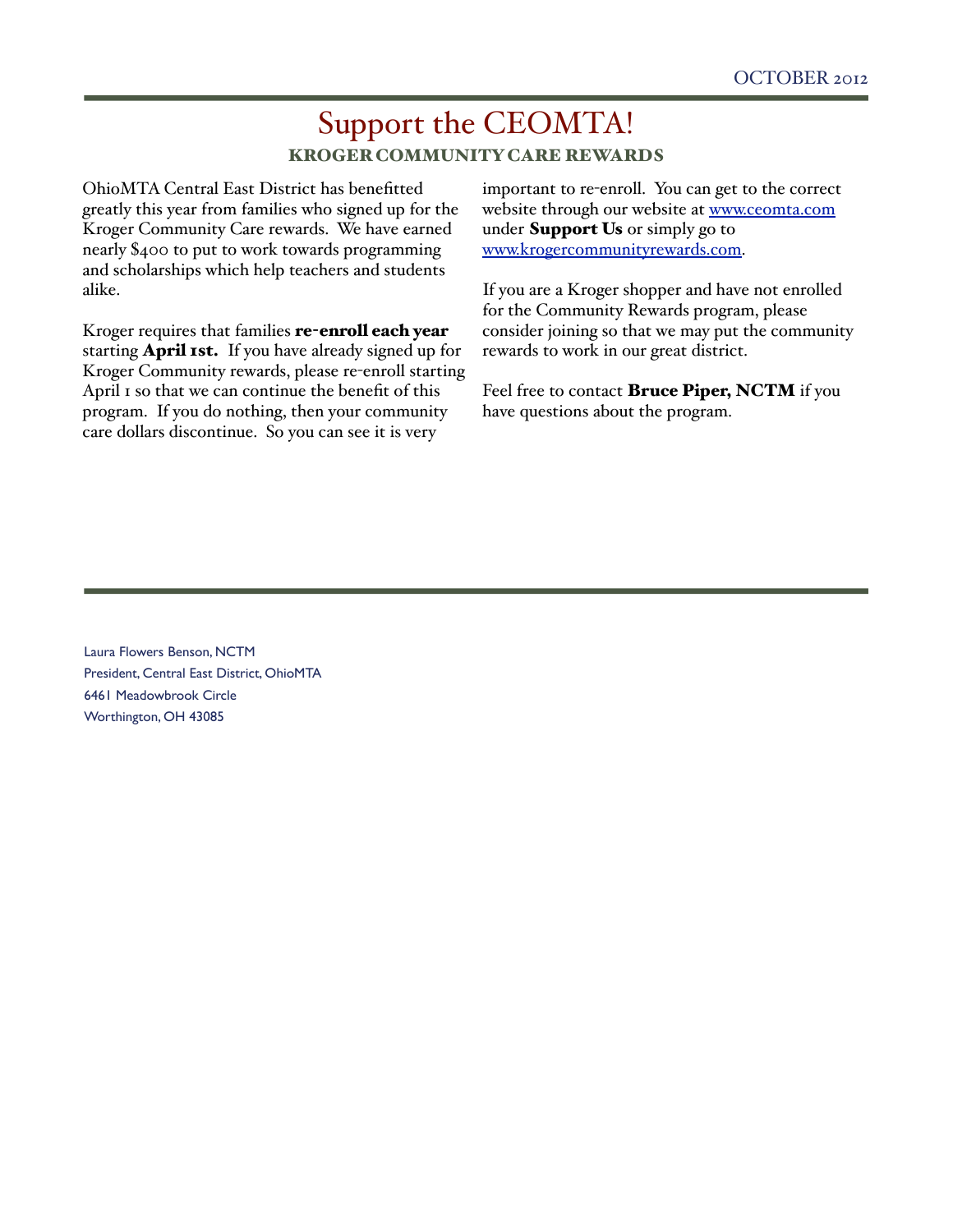# Support the CEOMTA!

## KROGER COMMUNITY CARE REWARDS

OhioMTA Central East District has benefitted greatly this year from families who signed up for the Kroger Community Care rewards. We have earned nearly $400 to put to work towards programming and scholarships which help teachers and students alike.

Kroger requires that families **re-enroll each year** starting **April 1st.** If you have already signed up for Kroger Community rewards, please re-enroll starting April 1 so that we can continue the benefit of this program. If you do nothing, then your community care dollars discontinue. So you can see it is very important to re-enroll. You can get to the correct website through our website at www.ceomta.com under **Support Us** or simply go to www.krogercommunityrewards.com.

If you are a Kroger shopper and have not enrolled for the Community Rewards program, please consider joining so that we may put the community rewards to work in our great district.

Feel free to contact **Bruce Piper, NCTM** if you have questions about the program.

---

Laura Flowers Benson, NCTM
President, Central East District, OhioMTA
6461 Meadowbrook Circle
Worthington, OH 43085